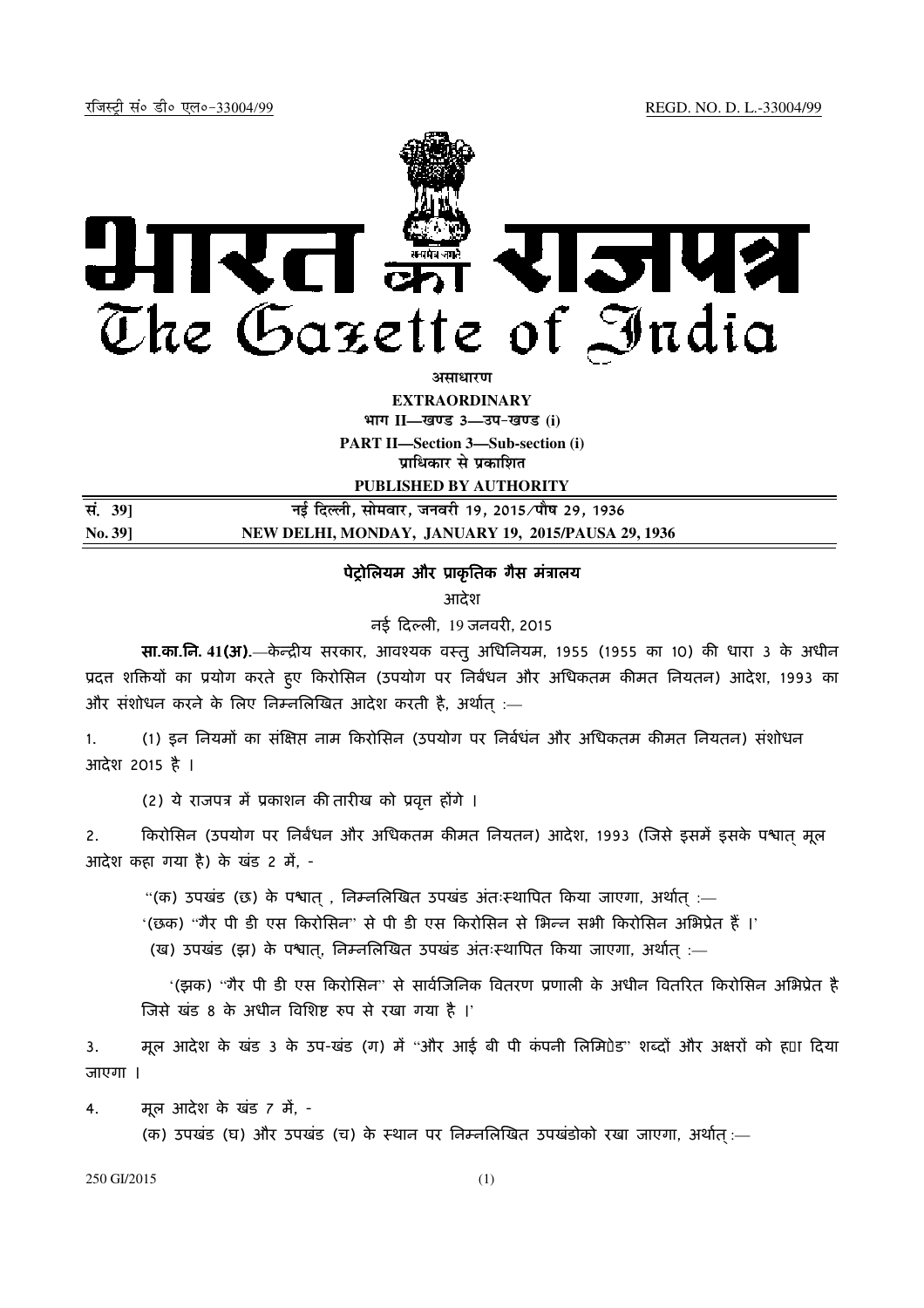रजिस्ट्री सं० डी० एल०-33004/99 REGD. NO. D. L.-33004/99

# भारत का राजपत्र
# The Gazette of India

**असाधारण**
**EXTRAORDINARY**
**भाग II—खण्ड 3—उप-खण्ड (i)**
**PART II—Section 3—Sub-section (i)**
**प्राधिकार से प्रकाशित**
**PUBLISHED BY AUTHORITY**

| | |
|---|---|
| **सं. 39]** | **नई दिल्ली, सोमवार, जनवरी 19, 2015/पौष 29, 1936** |
| **No. 39]** | **NEW DELHI, MONDAY, JANUARY 19, 2015/PAUSA 29, 1936** |

## पेट्रोलियम और प्राकृतिक गैस मंत्रालय

आदेश

नई दिल्ली, 19 जनवरी, 2015

**सा.का.नि. 41(अ).**—केन्द्रीय सरकार, आवश्यक वस्तु अधिनियम, 1955 (1955 का 10) की धारा 3 के अधीन प्रदत्त शक्तियों का प्रयोग करते हुए किरोसिन (उपयोग पर निर्बंधन और अधिकतम कीमत नियतन) आदेश, 1993 का और संशोधन करने के लिए निम्नलिखित आदेश करती है, अर्थात् :—

1. (1) इन नियमों का संक्षिप्त नाम किरोसिन (उपयोग पर निर्बधंन और अधिकतम कीमत नियतन) संशोधन आदेश 2015 है ।

   (2) ये राजपत्र में प्रकाशन की तारीख को प्रवृत्त होंगे ।

2. किरोसिन (उपयोग पर निर्बंधन और अधिकतम कीमत नियतन) आदेश, 1993 (जिसे इसमें इसके पश्चात् मूल आदेश कहा गया है) के खंड 2 में, -

   "(क) उपखंड (छ) के पश्चात् , निम्नलिखित उपखंड अंतःस्थापित किया जाएगा, अर्थात् :—

   '(छक) "गैर पी डी एस किरोसिन" से पी डी एस किरोसिन से भिन्न सभी किरोसिन अभिप्रेत हैं ।'

   (ख) उपखंड (झ) के पश्चात्, निम्नलिखित उपखंड अंतःस्थापित किया जाएगा, अर्थात् :—

   '(झक) "गैर पी डी एस किरोसिन" से सार्वजनिक वितरण प्रणाली के अधीन वितरित किरोसिन अभिप्रेत है जिसे खंड 8 के अधीन विशिष्ट रुप से रखा गया है ।'

3. मूल आदेश के खंड 3 के उप-खंड (ग) में "और आई बी पी कंपनी लिमिटेड" शब्दों और अक्षरों को हटा दिया जाएगा ।

4. मूल आदेश के खंड 7 में, -

   (क) उपखंड (घ) और उपखंड (च) के स्थान पर निम्नलिखित उपखंडोको रखा जाएगा, अर्थात् :—

250 GI/2015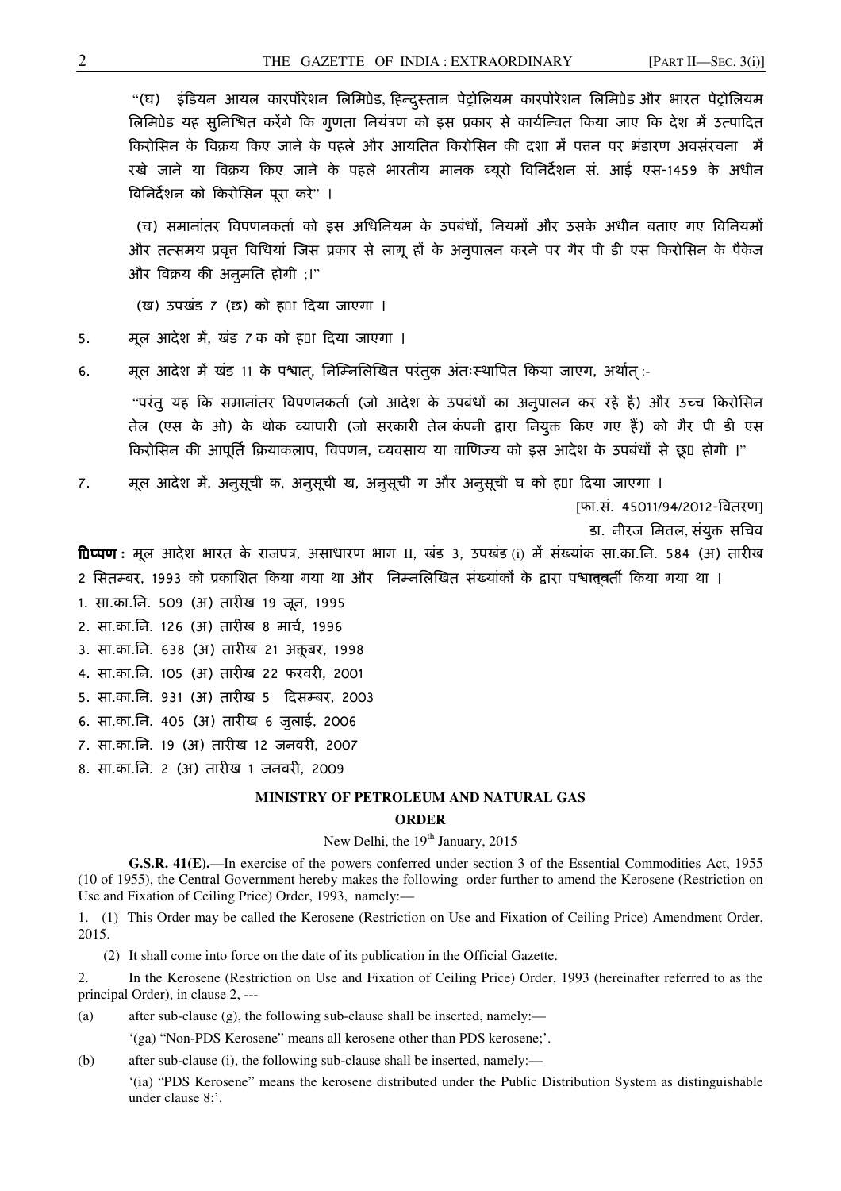"(घ) इंडियन आयल कारपोरेशन लिमिटेड, हिन्दुस्तान पेट्रोलियम कारपोरेशन लिमिटेड और भारत पेट्रोलियम लिमिटेड यह सुनिश्चित करेंगे कि गुणता नियंत्रण को इस प्रकार से कार्यन्वित किया जाए कि देश में उत्पादित किरोसिन के विक्रय किए जाने के पहले और आयतित किरोसिन की दशा में पत्तन पर भंडारण अवसंरचना में रखे जाने या विक्रय किए जाने के पहले भारतीय मानक ब्यूरो विनिर्देशन सं. आई एस-1459 के अधीन विनिर्देशन को किरोसिन पूरा करे" ।

(च) समानांतर विपणनकर्ता को इस अधिनियम के उपबंधों, नियमों और उसके अधीन बताए गए विनियमों और तत्समय प्रवृत्त विधियां जिस प्रकार से लागू हों के अनुपालन करने पर गैर पी डी एस किरोसिन के पैकेज और विक्रय की अनुमति होगी ;।"

(ख) उपखंड 7 (छ) को हटा दिया जाएगा ।

5. मूल आदेश में, खंड 7 क को हटा दिया जाएगा ।

6. मूल आदेश में खंड 11 के पश्चात्, निम्निलिखित परंतुक अंतःस्थापित किया जाएग, अर्थात् :-

"परंतु यह कि समानांतर विपणनकर्ता (जो आदेश के उपबंधों का अनुपालन कर रहें है) और उच्च किरोसिन तेल (एस के ओ) के थोक व्यापारी (जो सरकारी तेल कंपनी द्वारा नियुक्त किए गए हैं) को गैर पी डी एस किरोसिन की आपूर्ति क्रियाकलाप, विपणन, व्यवसाय या वाणिज्य को इस आदेश के उपबंधों से छूट होगी ।"

7. मूल आदेश में, अनुसूची क, अनुसूची ख, अनुसूची ग और अनुसूची घ को हटा दिया जाएगा ।

[फा.सं. 45011/94/2012-वितरण]

डा. नीरज मित्तल, संयुक्त सचिव

**टिप्पण :** मूल आदेश भारत के राजपत्र, असाधारण भाग II, खंड 3, उपखंड (i) में संख्यांक सा.का.नि. 584 (अ) तारीख 2 सितम्बर, 1993 को प्रकाशित किया गया था और निम्नलिखित संख्यांकों के द्वारा पश्चात्वर्ती किया गया था ।

1. सा.का.नि. 509 (अ) तारीख 19 जून, 1995
2. सा.का.नि. 126 (अ) तारीख 8 मार्च, 1996
3. सा.का.नि. 638 (अ) तारीख 21 अक्तूबर, 1998
4. सा.का.नि. 105 (अ) तारीख 22 फरवरी, 2001
5. सा.का.नि. 931 (अ) तारीख 5 दिसम्बर, 2003
6. सा.का.नि. 405 (अ) तारीख 6 जुलाई, 2006
7. सा.का.नि. 19 (अ) तारीख 12 जनवरी, 2007
8. सा.का.नि. 2 (अ) तारीख 1 जनवरी, 2009

## MINISTRY OF PETROLEUM AND NATURAL GAS

## ORDER

New Delhi, the 19th January, 2015

**G.S.R. 41(E).**—In exercise of the powers conferred under section 3 of the Essential Commodities Act, 1955 (10 of 1955), the Central Government hereby makes the following order further to amend the Kerosene (Restriction on Use and Fixation of Ceiling Price) Order, 1993, namely:—

1. (1) This Order may be called the Kerosene (Restriction on Use and Fixation of Ceiling Price) Amendment Order, 2015.

(2) It shall come into force on the date of its publication in the Official Gazette.

2. In the Kerosene (Restriction on Use and Fixation of Ceiling Price) Order, 1993 (hereinafter referred to as the principal Order), in clause 2, ---

(a) after sub-clause (g), the following sub-clause shall be inserted, namely:—

'(ga) "Non-PDS Kerosene" means all kerosene other than PDS kerosene;'.

(b) after sub-clause (i), the following sub-clause shall be inserted, namely:—

'(ia) "PDS Kerosene" means the kerosene distributed under the Public Distribution System as distinguishable under clause 8;'.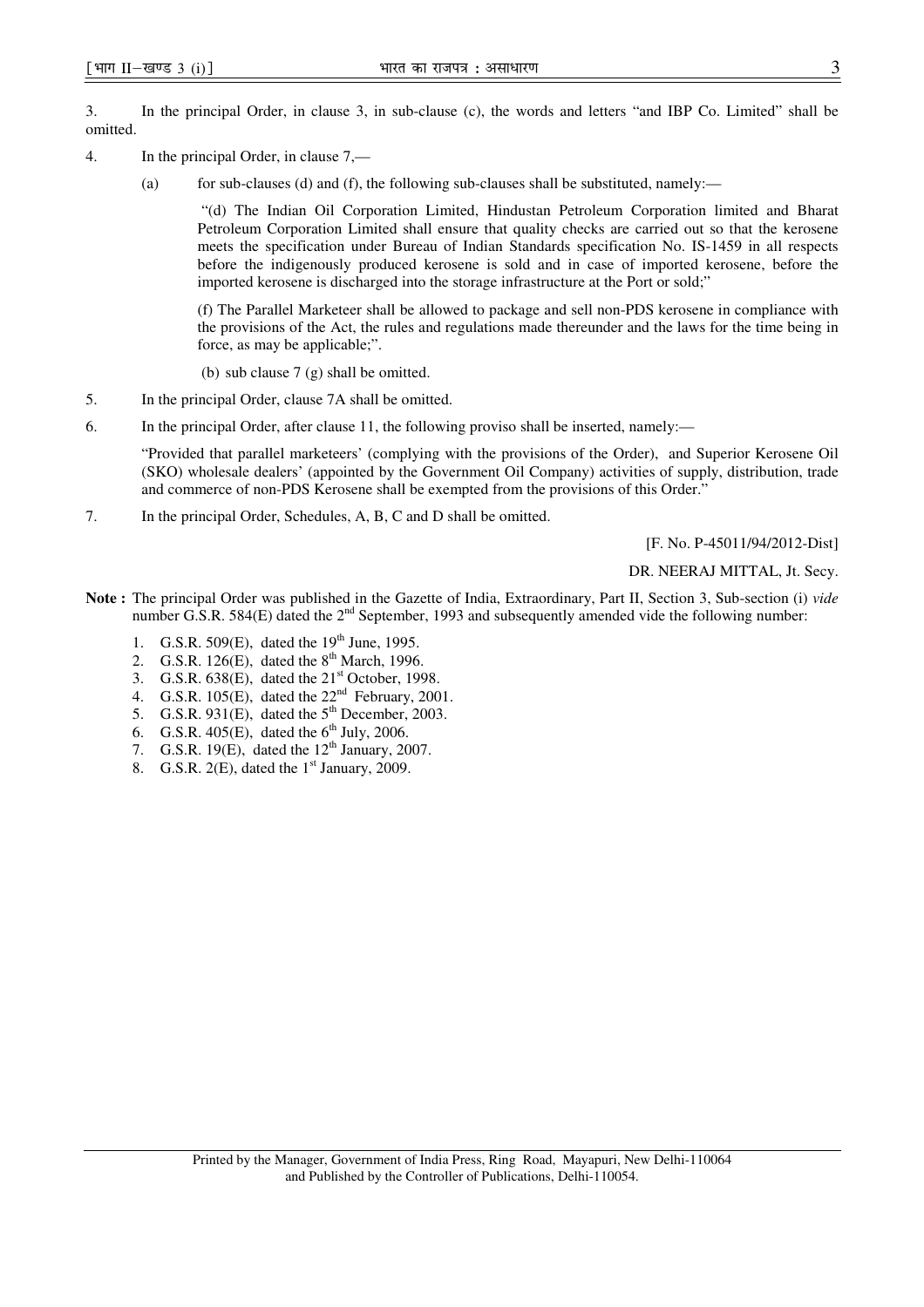3. In the principal Order, in clause 3, in sub-clause (c), the words and letters "and IBP Co. Limited" shall be omitted.

4. In the principal Order, in clause 7,—

   (a) for sub-clauses (d) and (f), the following sub-clauses shall be substituted, namely:—

   "(d) The Indian Oil Corporation Limited, Hindustan Petroleum Corporation limited and Bharat Petroleum Corporation Limited shall ensure that quality checks are carried out so that the kerosene meets the specification under Bureau of Indian Standards specification No. IS-1459 in all respects before the indigenously produced kerosene is sold and in case of imported kerosene, before the imported kerosene is discharged into the storage infrastructure at the Port or sold;"

   (f) The Parallel Marketeer shall be allowed to package and sell non-PDS kerosene in compliance with the provisions of the Act, the rules and regulations made thereunder and the laws for the time being in force, as may be applicable;".

   (b) sub clause 7 (g) shall be omitted.

5. In the principal Order, clause 7A shall be omitted.

6. In the principal Order, after clause 11, the following proviso shall be inserted, namely:—

   "Provided that parallel marketeers' (complying with the provisions of the Order), and Superior Kerosene Oil (SKO) wholesale dealers' (appointed by the Government Oil Company) activities of supply, distribution, trade and commerce of non-PDS Kerosene shall be exempted from the provisions of this Order."

7. In the principal Order, Schedules, A, B, C and D shall be omitted.

[F. No. P-45011/94/2012-Dist]

DR. NEERAJ MITTAL, Jt. Secy.

**Note :** The principal Order was published in the Gazette of India, Extraordinary, Part II, Section 3, Sub-section (i) *vide* number G.S.R. 584(E) dated the 2nd September, 1993 and subsequently amended vide the following number:

1. G.S.R. 509(E), dated the 19th June, 1995.
2. G.S.R. 126(E), dated the 8th March, 1996.
3. G.S.R. 638(E), dated the 21st October, 1998.
4. G.S.R. 105(E), dated the 22nd February, 2001.
5. G.S.R. 931(E), dated the 5th December, 2003.
6. G.S.R. 405(E), dated the 6th July, 2006.
7. G.S.R. 19(E), dated the 12th January, 2007.
8. G.S.R. 2(E), dated the 1st January, 2009.

Printed by the Manager, Government of India Press, Ring Road, Mayapuri, New Delhi-110064 and Published by the Controller of Publications, Delhi-110054.